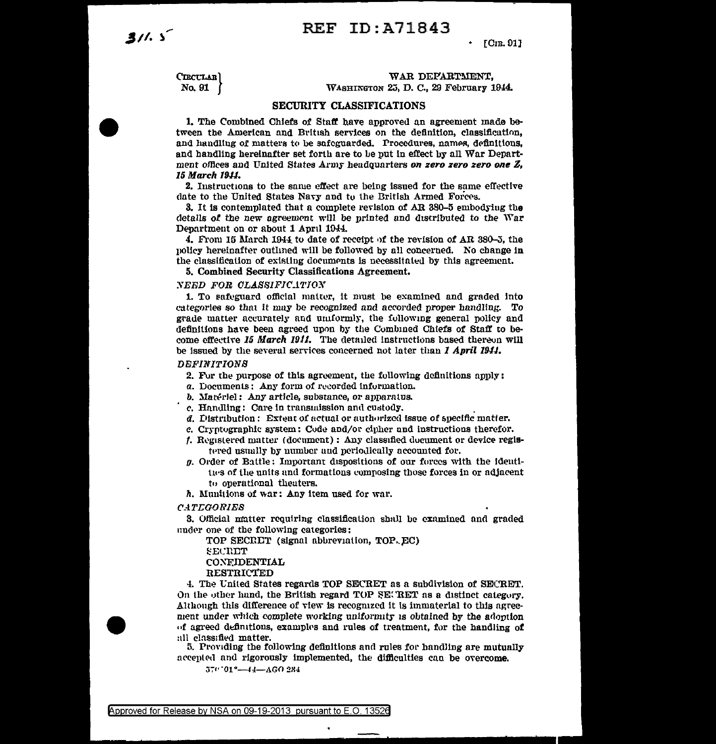CIRCULAR No. 91

WAR DEPARTMENT,
WASHINGTON 25, D. C., 29 February 1944.

## SECURITY CLASSIFICATIONS

1. The Combined Chiefs of Staff have approved an agreement made between the American and British services on the definition, classification, and handling of matters to be safeguarded. Procedures, names, definitions, and handling hereinafter set forth are to be put in effect by all War Department offices and United States Army headquarters ***on zero zero zero one Z, 15 March 1944.***

2. Instructions to the same effect are being issued for the same effective date to the United States Navy and to the British Armed Forces.

3. It is contemplated that a complete revision of AR 380-5 embodying the details of the new agreement will be printed and distributed to the War Department on or about 1 April 1944.

4. From 15 March 1944 to date of receipt of the revision of AR 380-5, the policy hereinafter outlined will be followed by all concerned. No change in the classification of existing documents is necessitated by this agreement.

5. **Combined Security Classifications Agreement.**

*NEED FOR CLASSIFICATION*

1. To safeguard official matter, it must be examined and graded into categories so that it may be recognized and accorded proper handling. To grade matter accurately and uniformly, the following general policy and definitions have been agreed upon by the Combined Chiefs of Staff to become effective ***15 March 1944.*** The detailed instructions based thereon will be issued by the several services concerned not later than ***1 April 1944.***

*DEFINITIONS*

2. For the purpose of this agreement, the following definitions apply:

*a.* Documents: Any form of recorded information.

*b.* Matériel: Any article, substance, or apparatus.

*c.* Handling: Care in transmission and custody.

*d.* Distribution: Extent of actual or authorized issue of specific matter.

*e.* Cryptographic system: Code and/or cipher and instructions therefor.

*f.* Registered matter (document): Any classified document or device registered usually by number and periodically accounted for.

*g.* Order of Battle: Important dispositions of our forces with the identities of the units and formations composing those forces in or adjacent to operational theaters.

*h.* Munitions of war: Any item used for war.

*CATEGORIES*

3. Official matter requiring classification shall be examined and graded under one of the following categories:

TOP SECRET (signal abbreviation, TOPSEC)
SECRET
CONFIDENTIAL
RESTRICTED

4. The United States regards TOP SECRET as a subdivision of SECRET. On the other hand, the British regard TOP SECRET as a distinct category. Although this difference of view is recognized it is immaterial to this agreement under which complete working uniformity is obtained by the adoption of agreed definitions, examples and rules of treatment, for the handling of all classified matter.

5. Providing the following definitions and rules for handling are mutually accepted and rigorously implemented, the difficulties can be overcome.

570701°—44—AGO 284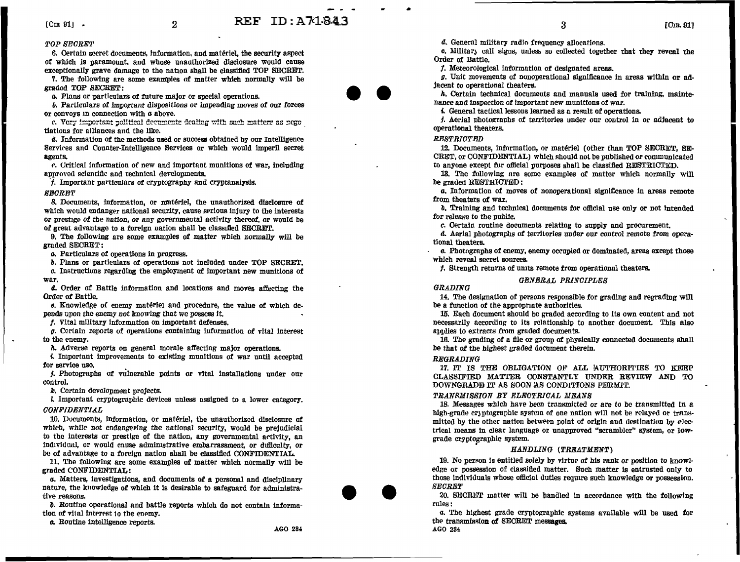*TOP SECRET*

6. Certain secret documents, information, and matériel, the security aspect of which is paramount, and whose unauthorized disclosure would cause exceptionally grave damage to the nation shall be classified TOP SECRET.

7. The following are some examples of matter which normally will be graded TOP SECRET:

*a*. Plans or particulars of future major or special operations.

*b*. Particulars of important dispositions or impending moves of our forces or convoys in connection with *a* above.

*c*. Very important political documents dealing with such matters as negotiations for alliances and the like.

*d*. Information of the methods used or success obtained by our Intelligence Services and Counter-Intelligence Services or which would imperil secret agents.

*e*. Critical information of new and important munitions of war, including approved scientific and technical developments.

*f*. Important particulars of cryptography and cryptanalysis.

*SECRET*

8. Documents, information, or matériel, the unauthorized disclosure of which would endanger national security, cause serious injury to the interests or prestige of the nation, or any governmental activity thereof, or would be of great advantage to a foreign nation shall be classified SECRET.

9. The following are some examples of matter which normally will be graded SECRET:

*a*. Particulars of operations in progress.

*b*. Plans or particulars of operations not included under TOP SECRET.

*c*. Instructions regarding the employment of important new munitions of war.

*d*. Order of Battle information and locations and moves affecting the Order of Battle.

*e*. Knowledge of enemy matériel and procedure, the value of which depends upon the enemy not knowing that we possess it.

*f*. Vital military information on important defenses.

*g*. Certain reports of operations containing information of vital interest to the enemy.

*h*. Adverse reports on general morale affecting major operations.

*i*. Important improvements to existing munitions of war until accepted for service use.

*j*. Photographs of vulnerable points or vital installations under our control.

*k*. Certain development projects.

*l*. Important cryptographic devices unless assigned to a lower category.

*CONFIDENTIAL*

10. Documents, information, or matériel, the unauthorized disclosure of which, while not endangering the national security, would be prejudicial to the interests or prestige of the nation, any governmental activity, an individual, or would cause administrative embarrassment, or difficulty, or be of advantage to a foreign nation shall be classified CONFIDENTIAL.

11. The following are some examples of matter which normally will be graded CONFIDENTIAL:

*a*. Matters, investigations, and documents of a personal and disciplinary nature, the knowledge of which it is desirable to safeguard for administrative reasons.

*b*. Routine operational and battle reports which do not contain information of vital interest to the enemy.

*c*. Routine intelligence reports.

*d*. General military radio frequency allocations.

*e*. Military call signs, unless so collected together that they reveal the Order of Battle.

*f*. Meteorological information of designated areas.

*g*. Unit movements of nonoperational significance in areas within or adjacent to operational theaters.

*h*. Certain technical documents and manuals used for training, maintenance and inspection of important new munitions of war.

*i*. General tactical lessons learned as a result of operations.

*j*. Aerial photographs of territories under our control in or adjacent to operational theaters.

*RESTRICTED*

12. Documents, information, or matériel (other than TOP SECRET, SECRET, or CONFIDENTIAL) which should not be published or communicated to anyone except for official purposes shall be classified RESTRICTED.

13. The following are some examples of matter which normally will be graded RESTRICTED:

*a*. Information of moves of nonoperational significance in areas remote from theaters of war.

*b*. Training and technical documents for official use only or not intended for release to the public.

*c*. Certain routine documents relating to supply and procurement.

*d*. Aerial photographs of territories under our control remote from operational theaters.

*e*. Photographs of enemy, enemy occupied or dominated, areas except those which reveal secret sources.

*f*. Strength returns of units remote from operational theaters.

## *GENERAL PRINCIPLES*

*GRADING*

14. The designation of persons responsible for grading and regrading will be a function of the appropriate authorities.

15. Each document should be graded according to its own content and not necessarily according to its relationship to another document. This also applies to extracts from graded documents.

16. The grading of a file or group of physically connected documents shall be that of the highest graded document therein.

*REGRADING*

17. IT IS THE OBLIGATION OF ALL AUTHORITIES TO KEEP CLASSIFIED MATTER CONSTANTLY UNDER REVIEW AND TO DOWNGRADE IT AS SOON AS CONDITIONS PERMIT.

*TRANSMISSION BY ELECTRICAL MEANS*

18. Messages which have been transmitted or are to be transmitted in a high-grade cryptographic system of one nation will not be relayed or transmitted by the other nation between point of origin and destination by electrical means in clear language or unapproved "scrambler" system, or low-grade cryptographic system.

## *HANDLING (TREATMENT)*

19. No person is entitled solely by virtue of his rank or position to knowledge or possession of classified matter. Such matter is entrusted only to those individuals whose official duties require such knowledge or possession.

*SECRET*

20. SECRET matter will be handled in accordance with the following rules:

*a*. The highest grade cryptographic systems available will be used for the transmission of SECRET messages.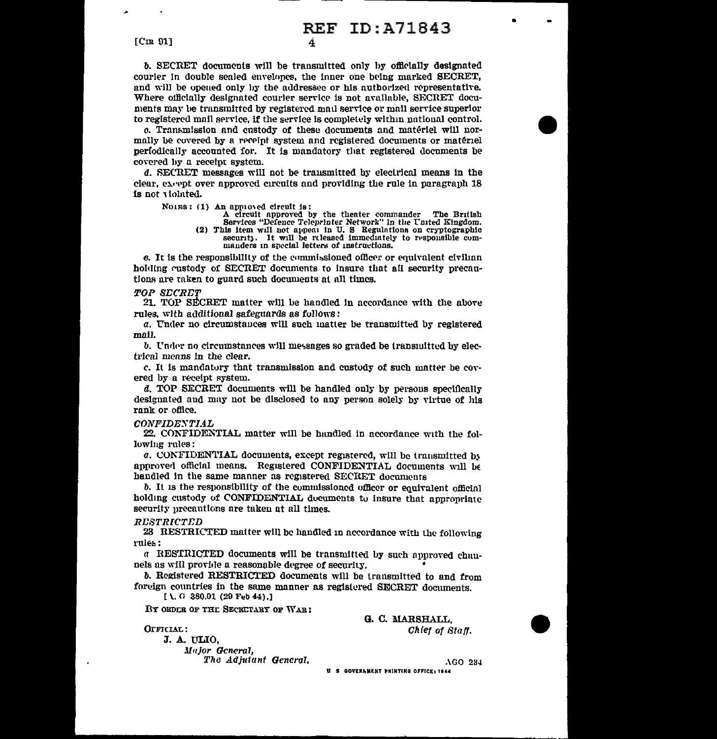*b.* SECRET documents will be transmitted only by officially designated courier in double sealed envelopes, the inner one being marked SECRET, and will be opened only by the addressee or his authorized representative. Where officially designated courier service is not available, SECRET documents may be transmitted by registered mail service or mail service superior to registered mail service, if the service is completely within national control.

*c.* Transmission and custody of these documents and matériel will normally be covered by a receipt system and registered documents or matériel periodically accounted for. It is mandatory that registered documents be covered by a receipt system.

*d.* SECRET messages will not be transmitted by electrical means in the clear, except over approved circuits and providing the rule in paragraph 18 is not violated.

NOTES: (1) An approved circuit is:
A circuit approved by the theater commander. The British Services "Defence Teleprinter Network" in the United Kingdom.
(2) This item will not appear in U. S. Regulations on cryptographic security. It will be released immediately to responsible commanders in special letters of instructions.

*e.* It is the responsibility of the commissioned officer or equivalent civilian holding custody of SECRET documents to insure that all security precautions are taken to guard such documents at all times.

*TOP SECRET*

21. TOP SECRET matter will be handled in accordance with the above rules, with additional safeguards as follows:

*a.* Under no circumstances will such matter be transmitted by registered mail.

*b.* Under no circumstances will messages so graded be transmitted by electrical means in the clear.

*c.* It is mandatory that transmission and custody of such matter be covered by a receipt system.

*d.* TOP SECRET documents will be handled only by persons specifically designated and may not be disclosed to any person solely by virtue of his rank or office.

*CONFIDENTIAL*

22. CONFIDENTIAL matter will be handled in accordance with the following rules:

*a.* CONFIDENTIAL documents, except registered, will be transmitted by approved official means. Registered CONFIDENTIAL documents will be handled in the same manner as registered SECRET documents.

*b.* It is the responsibility of the commissioned officer or equivalent official holding custody of CONFIDENTIAL documents to insure that appropriate security precautions are taken at all times.

*RESTRICTED*

23. RESTRICTED matter will be handled in accordance with the following rules:

*a.* RESTRICTED documents will be transmitted by such approved channels as will provide a reasonable degree of security.

*b.* Registered RESTRICTED documents will be transmitted to and from foreign countries in the same manner as registered SECRET documents.

[A. G. 380.01 (29 Feb 44).]

BY ORDER OF THE SECRETARY OF WAR:

G. C. MARSHALL,
*Chief of Staff.*

OFFICIAL:

J. A. ULIO,
*Major General,*
*The Adjutant General.*

AGO 284

U S GOVERNMENT PRINTING OFFICE: 1944